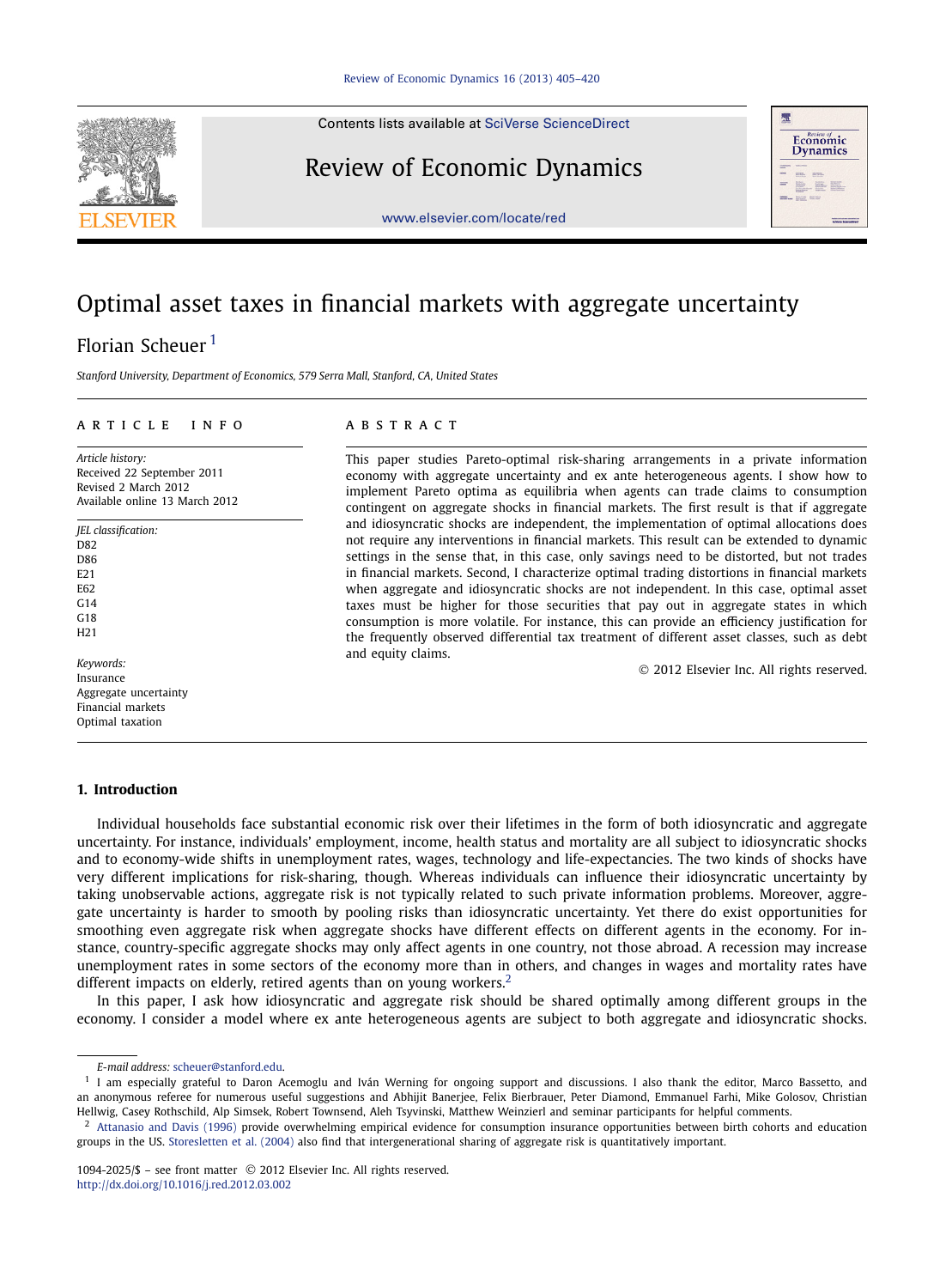# Optimal asset taxes in financial markets with aggregate uncertainty

Florian Scheuer [1]

*Stanford University, Department of Economics, 579 Serra Mall, Stanford, CA, United States*

---

**ARTICLE INFO**

*Article history:*
Received 22 September 2011
Revised 2 March 2012
Available online 13 March 2012

*JEL classification:*
D82
D86
E21
E62
G14
G18
H21

*Keywords:*
Insurance
Aggregate uncertainty
Financial markets
Optimal taxation

**ABSTRACT**

This paper studies Pareto-optimal risk-sharing arrangements in a private information economy with aggregate uncertainty and ex ante heterogeneous agents. I show how to implement Pareto optima as equilibria when agents can trade claims to consumption contingent on aggregate shocks in financial markets. The first result is that if aggregate and idiosyncratic shocks are independent, the implementation of optimal allocations does not require any interventions in financial markets. This result can be extended to dynamic settings in the sense that, in this case, only savings need to be distorted, but not trades in financial markets. Second, I characterize optimal trading distortions in financial markets when aggregate and idiosyncratic shocks are not independent. In this case, optimal asset taxes must be higher for those securities that pay out in aggregate states in which consumption is more volatile. For instance, this can provide an efficiency justification for the frequently observed differential tax treatment of different asset classes, such as debt and equity claims.

© 2012 Elsevier Inc. All rights reserved.

---

## 1. Introduction

Individual households face substantial economic risk over their lifetimes in the form of both idiosyncratic and aggregate uncertainty. For instance, individuals' employment, income, health status and mortality are all subject to idiosyncratic shocks and to economy-wide shifts in unemployment rates, wages, technology and life-expectancies. The two kinds of shocks have very different implications for risk-sharing, though. Whereas individuals can influence their idiosyncratic uncertainty by taking unobservable actions, aggregate risk is not typically related to such private information problems. Moreover, aggregate uncertainty is harder to smooth by pooling risks than idiosyncratic uncertainty. Yet there do exist opportunities for smoothing even aggregate risk when aggregate shocks have different effects on different agents in the economy. For instance, country-specific aggregate shocks may only affect agents in one country, not those abroad. A recession may increase unemployment rates in some sectors of the economy more than in others, and changes in wages and mortality rates have different impacts on elderly, retired agents than on young workers.[2]

In this paper, I ask how idiosyncratic and aggregate risk should be shared optimally among different groups in the economy. I consider a model where ex ante heterogeneous agents are subject to both aggregate and idiosyncratic shocks.

---

*E-mail address:* scheuer@stanford.edu.

[1] I am especially grateful to Daron Acemoglu and Iván Werning for ongoing support and discussions. I also thank the editor, Marco Bassetto, and an anonymous referee for numerous useful suggestions and Abhijit Banerjee, Felix Bierbrauer, Peter Diamond, Emmanuel Farhi, Mike Golosov, Christian Hellwig, Casey Rothschild, Alp Simsek, Robert Townsend, Aleh Tsyvinski, Matthew Weinzierl and seminar participants for helpful comments.

[2] Attanasio and Davis (1996) provide overwhelming empirical evidence for consumption insurance opportunities between birth cohorts and education groups in the US. Storesletten et al. (2004) also find that intergenerational sharing of aggregate risk is quantitatively important.

1094-2025/$ – see front matter © 2012 Elsevier Inc. All rights reserved.
http://dx.doi.org/10.1016/j.red.2012.03.002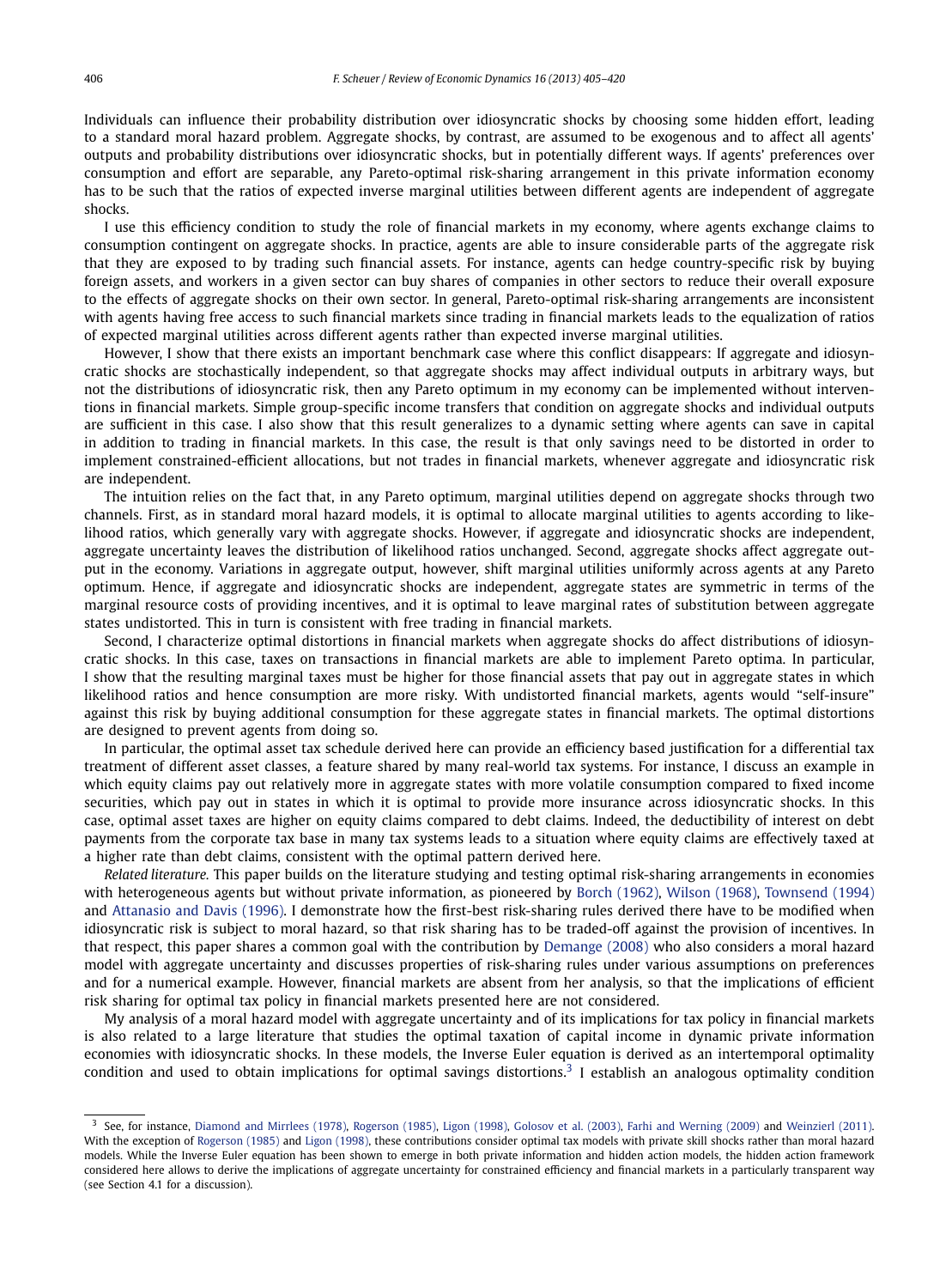Individuals can influence their probability distribution over idiosyncratic shocks by choosing some hidden effort, leading to a standard moral hazard problem. Aggregate shocks, by contrast, are assumed to be exogenous and to affect all agents' outputs and probability distributions over idiosyncratic shocks, but in potentially different ways. If agents' preferences over consumption and effort are separable, any Pareto-optimal risk-sharing arrangement in this private information economy has to be such that the ratios of expected inverse marginal utilities between different agents are independent of aggregate shocks.

I use this efficiency condition to study the role of financial markets in my economy, where agents exchange claims to consumption contingent on aggregate shocks. In practice, agents are able to insure considerable parts of the aggregate risk that they are exposed to by trading such financial assets. For instance, agents can hedge country-specific risk by buying foreign assets, and workers in a given sector can buy shares of companies in other sectors to reduce their overall exposure to the effects of aggregate shocks on their own sector. In general, Pareto-optimal risk-sharing arrangements are inconsistent with agents having free access to such financial markets since trading in financial markets leads to the equalization of ratios of expected marginal utilities across different agents rather than expected inverse marginal utilities.

However, I show that there exists an important benchmark case where this conflict disappears: If aggregate and idiosyncratic shocks are stochastically independent, so that aggregate shocks may affect individual outputs in arbitrary ways, but not the distributions of idiosyncratic risk, then any Pareto optimum in my economy can be implemented without interventions in financial markets. Simple group-specific income transfers that condition on aggregate shocks and individual outputs are sufficient in this case. I also show that this result generalizes to a dynamic setting where agents can save in capital in addition to trading in financial markets. In this case, the result is that only savings need to be distorted in order to implement constrained-efficient allocations, but not trades in financial markets, whenever aggregate and idiosyncratic risk are independent.

The intuition relies on the fact that, in any Pareto optimum, marginal utilities depend on aggregate shocks through two channels. First, as in standard moral hazard models, it is optimal to allocate marginal utilities to agents according to likelihood ratios, which generally vary with aggregate shocks. However, if aggregate and idiosyncratic shocks are independent, aggregate uncertainty leaves the distribution of likelihood ratios unchanged. Second, aggregate shocks affect aggregate output in the economy. Variations in aggregate output, however, shift marginal utilities uniformly across agents at any Pareto optimum. Hence, if aggregate and idiosyncratic shocks are independent, aggregate states are symmetric in terms of the marginal resource costs of providing incentives, and it is optimal to leave marginal rates of substitution between aggregate states undistorted. This in turn is consistent with free trading in financial markets.

Second, I characterize optimal distortions in financial markets when aggregate shocks do affect distributions of idiosyncratic shocks. In this case, taxes on transactions in financial markets are able to implement Pareto optima. In particular, I show that the resulting marginal taxes must be higher for those financial assets that pay out in aggregate states in which likelihood ratios and hence consumption are more risky. With undistorted financial markets, agents would "self-insure" against this risk by buying additional consumption for these aggregate states in financial markets. The optimal distortions are designed to prevent agents from doing so.

In particular, the optimal asset tax schedule derived here can provide an efficiency based justification for a differential tax treatment of different asset classes, a feature shared by many real-world tax systems. For instance, I discuss an example in which equity claims pay out relatively more in aggregate states with more volatile consumption compared to fixed income securities, which pay out in states in which it is optimal to provide more insurance across idiosyncratic shocks. In this case, optimal asset taxes are higher on equity claims compared to debt claims. Indeed, the deductibility of interest on debt payments from the corporate tax base in many tax systems leads to a situation where equity claims are effectively taxed at a higher rate than debt claims, consistent with the optimal pattern derived here.

*Related literature.* This paper builds on the literature studying and testing optimal risk-sharing arrangements in economies with heterogeneous agents but without private information, as pioneered by Borch (1962), Wilson (1968), Townsend (1994) and Attanasio and Davis (1996). I demonstrate how the first-best risk-sharing rules derived there have to be modified when idiosyncratic risk is subject to moral hazard, so that risk sharing has to be traded-off against the provision of incentives. In that respect, this paper shares a common goal with the contribution by Demange (2008) who also considers a moral hazard model with aggregate uncertainty and discusses properties of risk-sharing rules under various assumptions on preferences and for a numerical example. However, financial markets are absent from her analysis, so that the implications of efficient risk sharing for optimal tax policy in financial markets presented here are not considered.

My analysis of a moral hazard model with aggregate uncertainty and of its implications for tax policy in financial markets is also related to a large literature that studies the optimal taxation of capital income in dynamic private information economies with idiosyncratic shocks. In these models, the Inverse Euler equation is derived as an intertemporal optimality condition and used to obtain implications for optimal savings distortions.[3] I establish an analogous optimality condition

[3] See, for instance, Diamond and Mirrlees (1978), Rogerson (1985), Ligon (1998), Golosov et al. (2003), Farhi and Werning (2009) and Weinzierl (2011). With the exception of Rogerson (1985) and Ligon (1998), these contributions consider optimal tax models with private skill shocks rather than moral hazard models. While the Inverse Euler equation has been shown to emerge in both private information and hidden action models, the hidden action framework considered here allows to derive the implications of aggregate uncertainty for constrained efficiency and financial markets in a particularly transparent way (see Section 4.1 for a discussion).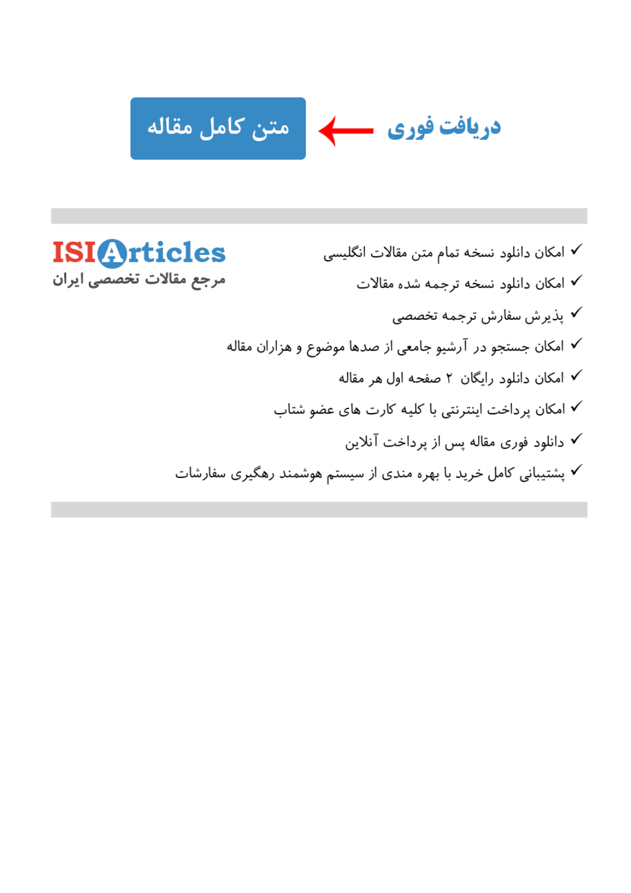دریافت فوری ← متن کامل مقاله

ISIArticles
مرجع مقالات تخصصی ایران

- ✓ امکان دانلود نسخه تمام متن مقالات انگلیسی
- ✓ امکان دانلود نسخه ترجمه شده مقالات
- ✓ پذیرش سفارش ترجمه تخصصی
- ✓ امکان جستجو در آرشیو جامعی از صدها موضوع و هزاران مقاله
- ✓ امکان دانلود رایگان ۲ صفحه اول هر مقاله
- ✓ امکان پرداخت اینترنتی با کلیه کارت های عضو شتاب
- ✓ دانلود فوری مقاله پس از پرداخت آنلاین
- ✓ پشتیبانی کامل خرید با بهره مندی از سیستم هوشمند رهگیری سفارشات